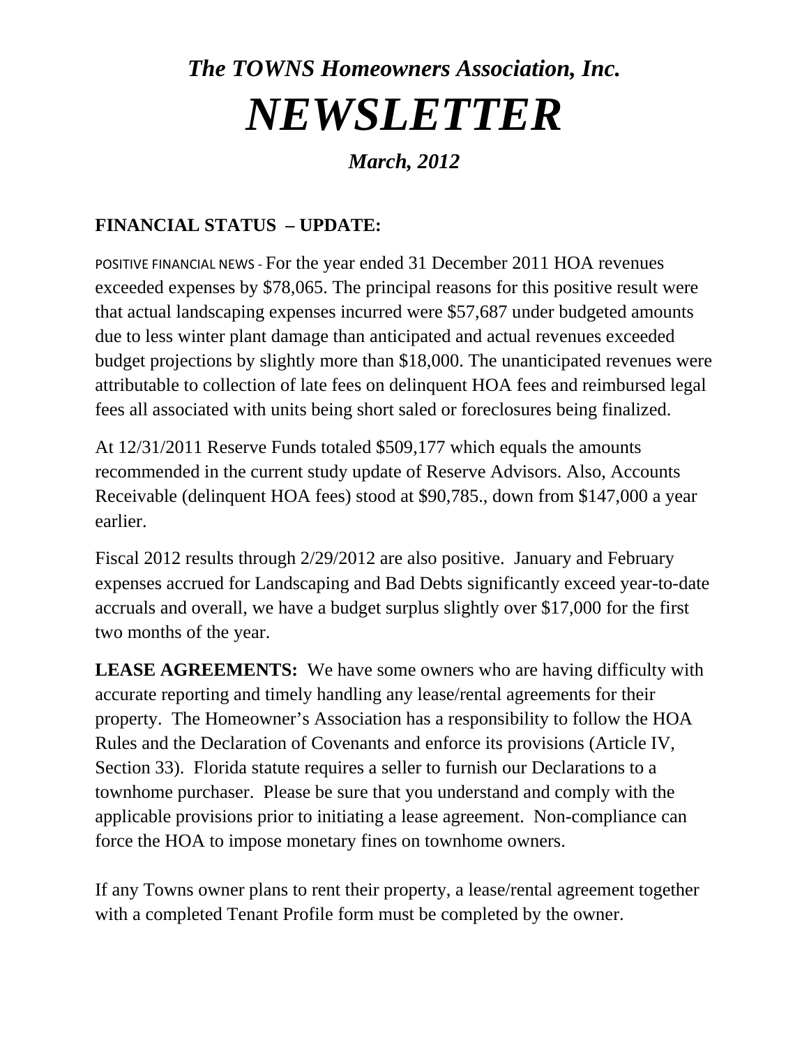# *The TOWNS Homeowners Association, Inc.*

# *NEWSLETTER*

### *March, 2012*

## FINANCIAL STATUS – UPDATE:

POSITIVE FINANCIAL NEWS - For the year ended 31 December 2011 HOA revenues exceeded expenses by $78,065. The principal reasons for this positive result were that actual landscaping expenses incurred were $57,687 under budgeted amounts due to less winter plant damage than anticipated and actual revenues exceeded budget projections by slightly more than $18,000. The unanticipated revenues were attributable to collection of late fees on delinquent HOA fees and reimbursed legal fees all associated with units being short saled or foreclosures being finalized.

At 12/31/2011 Reserve Funds totaled $509,177 which equals the amounts recommended in the current study update of Reserve Advisors. Also, Accounts Receivable (delinquent HOA fees) stood at $90,785., down from $147,000 a year earlier.

Fiscal 2012 results through 2/29/2012 are also positive. January and February expenses accrued for Landscaping and Bad Debts significantly exceed year-to-date accruals and overall, we have a budget surplus slightly over $17,000 for the first two months of the year.

**LEASE AGREEMENTS:** We have some owners who are having difficulty with accurate reporting and timely handling any lease/rental agreements for their property. The Homeowner's Association has a responsibility to follow the HOA Rules and the Declaration of Covenants and enforce its provisions (Article IV, Section 33). Florida statute requires a seller to furnish our Declarations to a townhome purchaser. Please be sure that you understand and comply with the applicable provisions prior to initiating a lease agreement. Non-compliance can force the HOA to impose monetary fines on townhome owners.

If any Towns owner plans to rent their property, a lease/rental agreement together with a completed Tenant Profile form must be completed by the owner.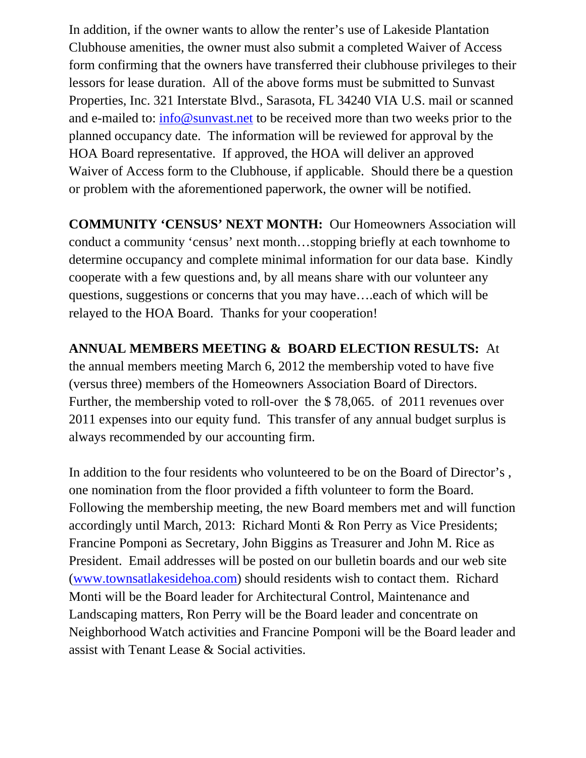In addition, if the owner wants to allow the renter's use of Lakeside Plantation Clubhouse amenities, the owner must also submit a completed Waiver of Access form confirming that the owners have transferred their clubhouse privileges to their lessors for lease duration. All of the above forms must be submitted to Sunvast Properties, Inc. 321 Interstate Blvd., Sarasota, FL 34240 VIA U.S. mail or scanned and e-mailed to: [info@sunvast.net](mailto:info@sunvast.net) to be received more than two weeks prior to the planned occupancy date. The information will be reviewed for approval by the HOA Board representative. If approved, the HOA will deliver an approved Waiver of Access form to the Clubhouse, if applicable. Should there be a question or problem with the aforementioned paperwork, the owner will be notified.

**COMMUNITY 'CENSUS' NEXT MONTH:** Our Homeowners Association will conduct a community 'census' next month…stopping briefly at each townhome to determine occupancy and complete minimal information for our data base. Kindly cooperate with a few questions and, by all means share with our volunteer any questions, suggestions or concerns that you may have….each of which will be relayed to the HOA Board. Thanks for your cooperation!

**ANNUAL MEMBERS MEETING & BOARD ELECTION RESULTS:** At the annual members meeting March 6, 2012 the membership voted to have five (versus three) members of the Homeowners Association Board of Directors. Further, the membership voted to roll-over the $ 78,065. of 2011 revenues over 2011 expenses into our equity fund. This transfer of any annual budget surplus is always recommended by our accounting firm.

In addition to the four residents who volunteered to be on the Board of Director's , one nomination from the floor provided a fifth volunteer to form the Board. Following the membership meeting, the new Board members met and will function accordingly until March, 2013: Richard Monti & Ron Perry as Vice Presidents; Francine Pomponi as Secretary, John Biggins as Treasurer and John M. Rice as President. Email addresses will be posted on our bulletin boards and our web site ([www.townsatlakesidehoa.com](http://www.townsatlakesidehoa.com)) should residents wish to contact them. Richard Monti will be the Board leader for Architectural Control, Maintenance and Landscaping matters, Ron Perry will be the Board leader and concentrate on Neighborhood Watch activities and Francine Pomponi will be the Board leader and assist with Tenant Lease & Social activities.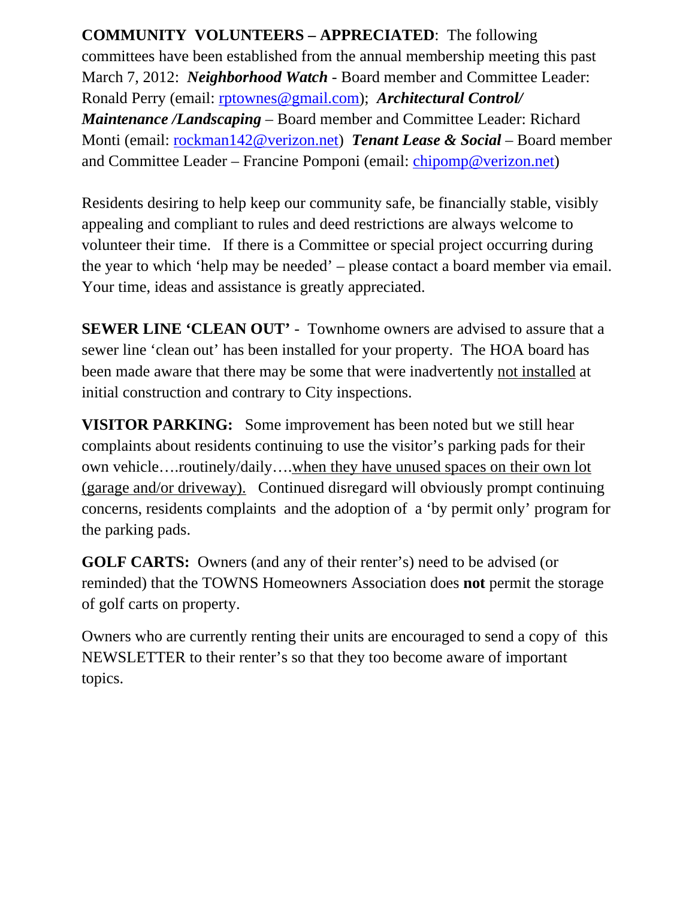**COMMUNITY VOLUNTEERS – APPRECIATED**: The following committees have been established from the annual membership meeting this past March 7, 2012: ***Neighborhood Watch*** - Board member and Committee Leader: Ronald Perry (email: rptownes@gmail.com); ***Architectural Control/ Maintenance /Landscaping*** – Board member and Committee Leader: Richard Monti (email: rockman142@verizon.net) ***Tenant Lease & Social*** – Board member and Committee Leader – Francine Pomponi (email: chipomp@verizon.net)

Residents desiring to help keep our community safe, be financially stable, visibly appealing and compliant to rules and deed restrictions are always welcome to volunteer their time. If there is a Committee or special project occurring during the year to which 'help may be needed' – please contact a board member via email. Your time, ideas and assistance is greatly appreciated.

**SEWER LINE 'CLEAN OUT'** - Townhome owners are advised to assure that a sewer line 'clean out' has been installed for your property. The HOA board has been made aware that there may be some that were inadvertently <u>not installed</u> at initial construction and contrary to City inspections.

**VISITOR PARKING:** Some improvement has been noted but we still hear complaints about residents continuing to use the visitor's parking pads for their own vehicle….routinely/daily….<u>when they have unused spaces on their own lot (garage and/or driveway).</u> Continued disregard will obviously prompt continuing concerns, residents complaints and the adoption of a 'by permit only' program for the parking pads.

**GOLF CARTS:** Owners (and any of their renter's) need to be advised (or reminded) that the TOWNS Homeowners Association does **not** permit the storage of golf carts on property.

Owners who are currently renting their units are encouraged to send a copy of this NEWSLETTER to their renter's so that they too become aware of important topics.